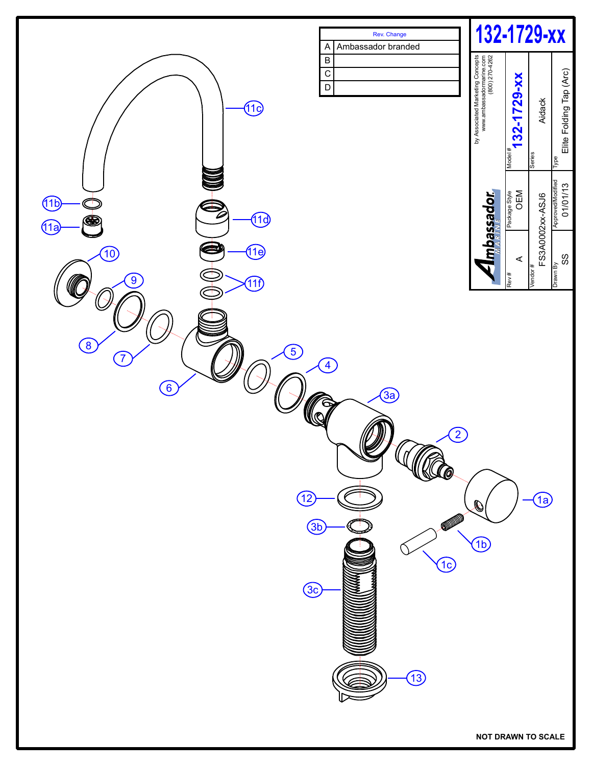# 132-1729-xx

| Rev. | Change |
|---|---|
| A | Ambassador branded |
| B | |
| C | |
| D | |

by Associated Marketing Concepts
www.ambassadormarine.com
(800) 270-4262

Ambassador MARINE

| Model # | 132-1729-xx |
|---|---|
| Series | Aidack |
| Type | Elite Folding Tap (Arc) |
| Rev # | A |
| Package Style | OEM |
| Vendor # | FS3A0002xx-ASJ6 |
| Drawn By | SS |
| Approved/Modified | 01/01/13 |

11c, 11b, 11a, 11d, 11e, 11f, 10, 9, 8, 7, 6, 5, 4, 3a, 2, 1a, 12, 3b, 1b, 1c, 3c, 13

**NOT DRAWN TO SCALE**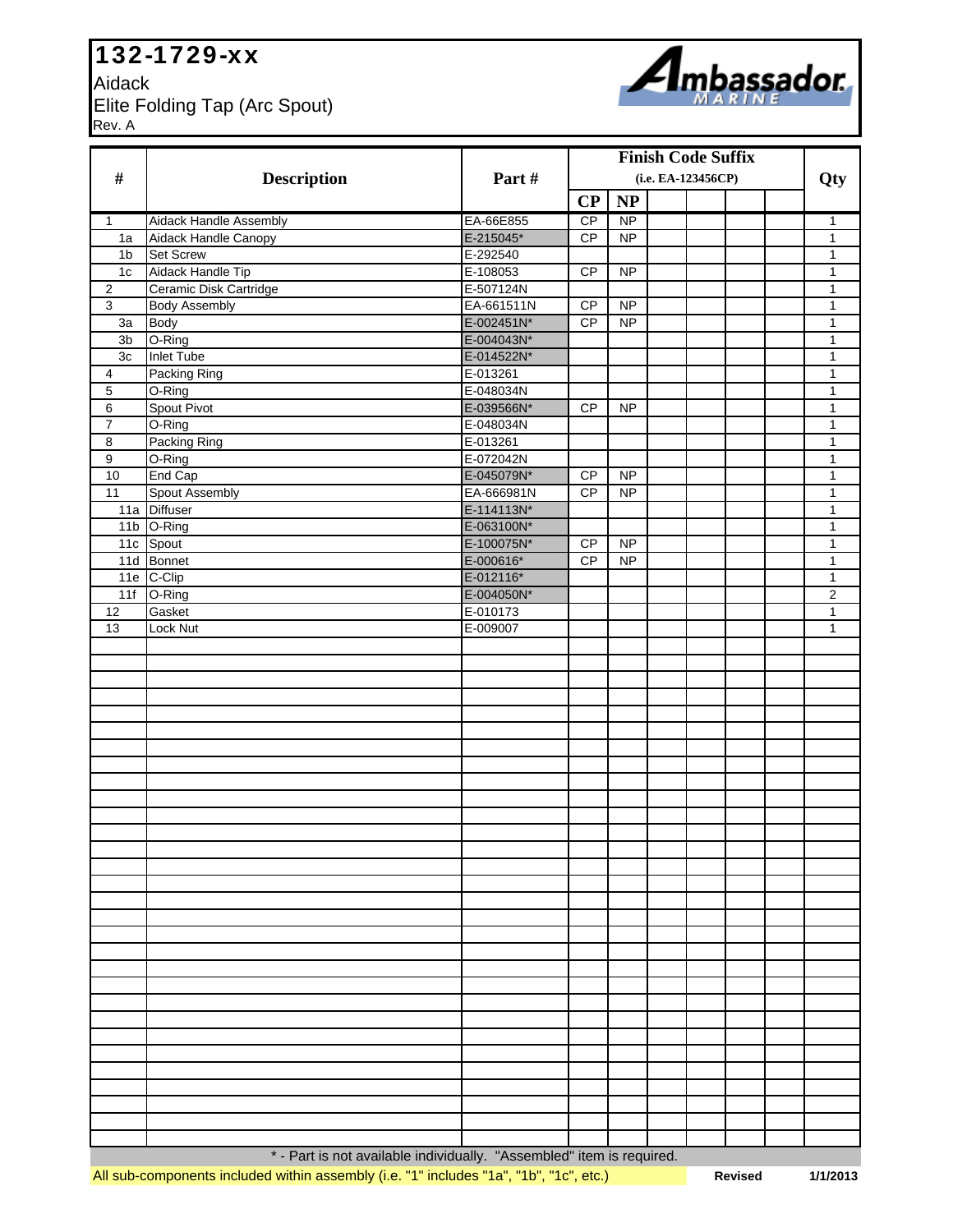# 132-1729-xx

Aidack

Elite Folding Tap (Arc Spout)

Rev. A

Ambassador MARINE

| # | Description | Part # | Finish Code Suffix (i.e. EA-123456CP) | | | | | | Qty |
|---|---|---|---|---|---|---|---|---|---|
| | | | CP | NP | | | | | |
| 1 | Aidack Handle Assembly | EA-66E855 | CP | NP | | | | | 1 |
| 1a | Aidack Handle Canopy | E-215045* | CP | NP | | | | | 1 |
| 1b | Set Screw | E-292540 | | | | | | | 1 |
| 1c | Aidack Handle Tip | E-108053 | CP | NP | | | | | 1 |
| 2 | Ceramic Disk Cartridge | E-507124N | | | | | | | 1 |
| 3 | Body Assembly | EA-661511N | CP | NP | | | | | 1 |
| 3a | Body | E-002451N* | CP | NP | | | | | 1 |
| 3b | O-Ring | E-004043N* | | | | | | | 1 |
| 3c | Inlet Tube | E-014522N* | | | | | | | 1 |
| 4 | Packing Ring | E-013261 | | | | | | | 1 |
| 5 | O-Ring | E-048034N | | | | | | | 1 |
| 6 | Spout Pivot | E-039566N* | CP | NP | | | | | 1 |
| 7 | O-Ring | E-048034N | | | | | | | 1 |
| 8 | Packing Ring | E-013261 | | | | | | | 1 |
| 9 | O-Ring | E-072042N | | | | | | | 1 |
| 10 | End Cap | E-045079N* | CP | NP | | | | | 1 |
| 11 | Spout Assembly | EA-666981N | CP | NP | | | | | 1 |
| 11a | Diffuser | E-114113N* | | | | | | | 1 |
| 11b | O-Ring | E-063100N* | | | | | | | 1 |
| 11c | Spout | E-100075N* | CP | NP | | | | | 1 |
| 11d | Bonnet | E-000616* | CP | NP | | | | | 1 |
| 11e | C-Clip | E-012116* | | | | | | | 1 |
| 11f | O-Ring | E-004050N* | | | | | | | 2 |
| 12 | Gasket | E-010173 | | | | | | | 1 |
| 13 | Lock Nut | E-009007 | | | | | | | 1 |

* - Part is not available individually. "Assembled" item is required.

All sub-components included within assembly (i.e. "1" includes "1a", "1b", "1c", etc.)

Revised 1/1/2013